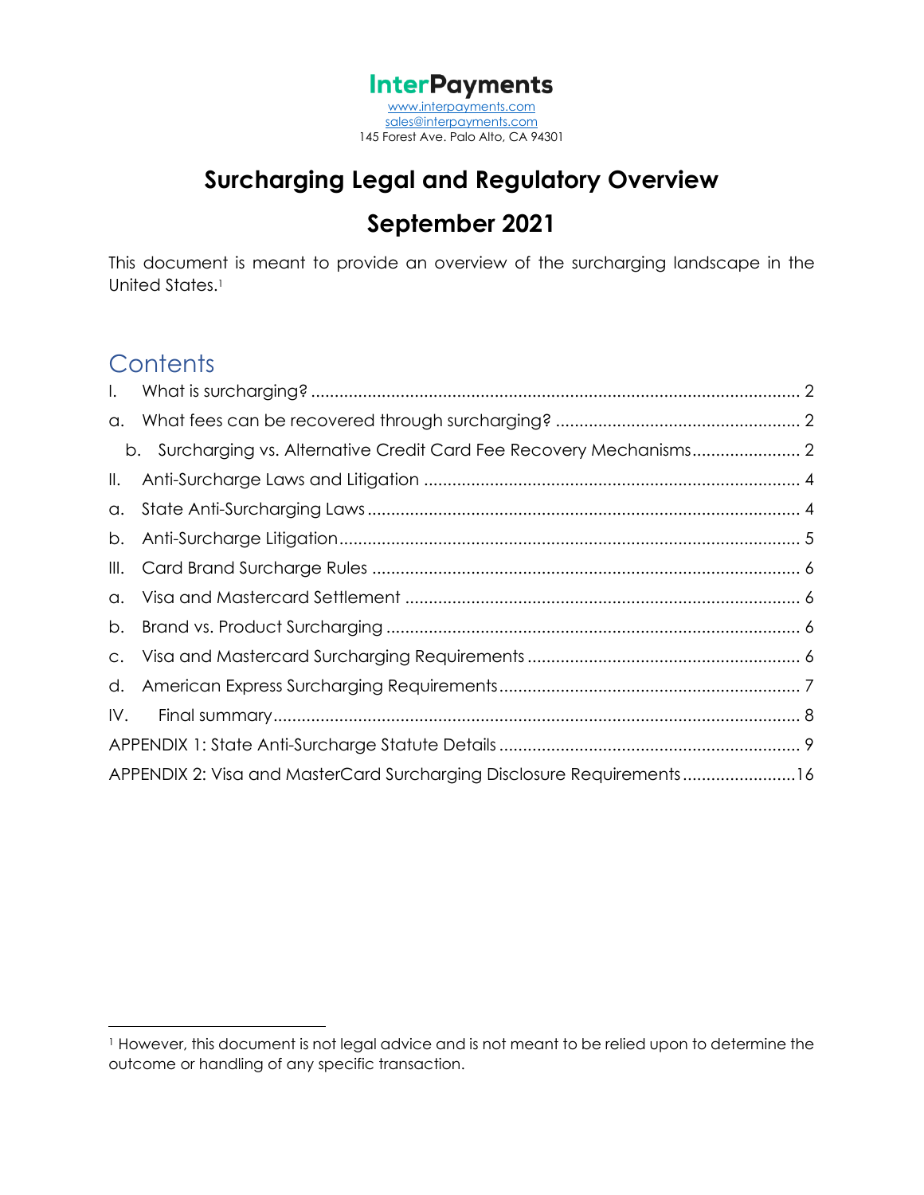# InterPayments

www.interpayments.com
sales@interpayments.com
145 Forest Ave. Palo Alto, CA 94301

## Surcharging Legal and Regulatory Overview

## September 2021

This document is meant to provide an overview of the surcharging landscape in the United States.[1]

## Contents

I. What is surcharging? ..... 2

a. What fees can be recovered through surcharging? ..... 2

b. Surcharging vs. Alternative Credit Card Fee Recovery Mechanisms ..... 2

II. Anti-Surcharge Laws and Litigation ..... 4

a. State Anti-Surcharging Laws ..... 4

b. Anti-Surcharge Litigation ..... 5

III. Card Brand Surcharge Rules ..... 6

a. Visa and Mastercard Settlement ..... 6

b. Brand vs. Product Surcharging ..... 6

c. Visa and Mastercard Surcharging Requirements ..... 6

d. American Express Surcharging Requirements ..... 7

IV. Final summary ..... 8

APPENDIX 1: State Anti-Surcharge Statute Details ..... 9

APPENDIX 2: Visa and MasterCard Surcharging Disclosure Requirements ..... 16

---

[1] However, this document is not legal advice and is not meant to be relied upon to determine the outcome or handling of any specific transaction.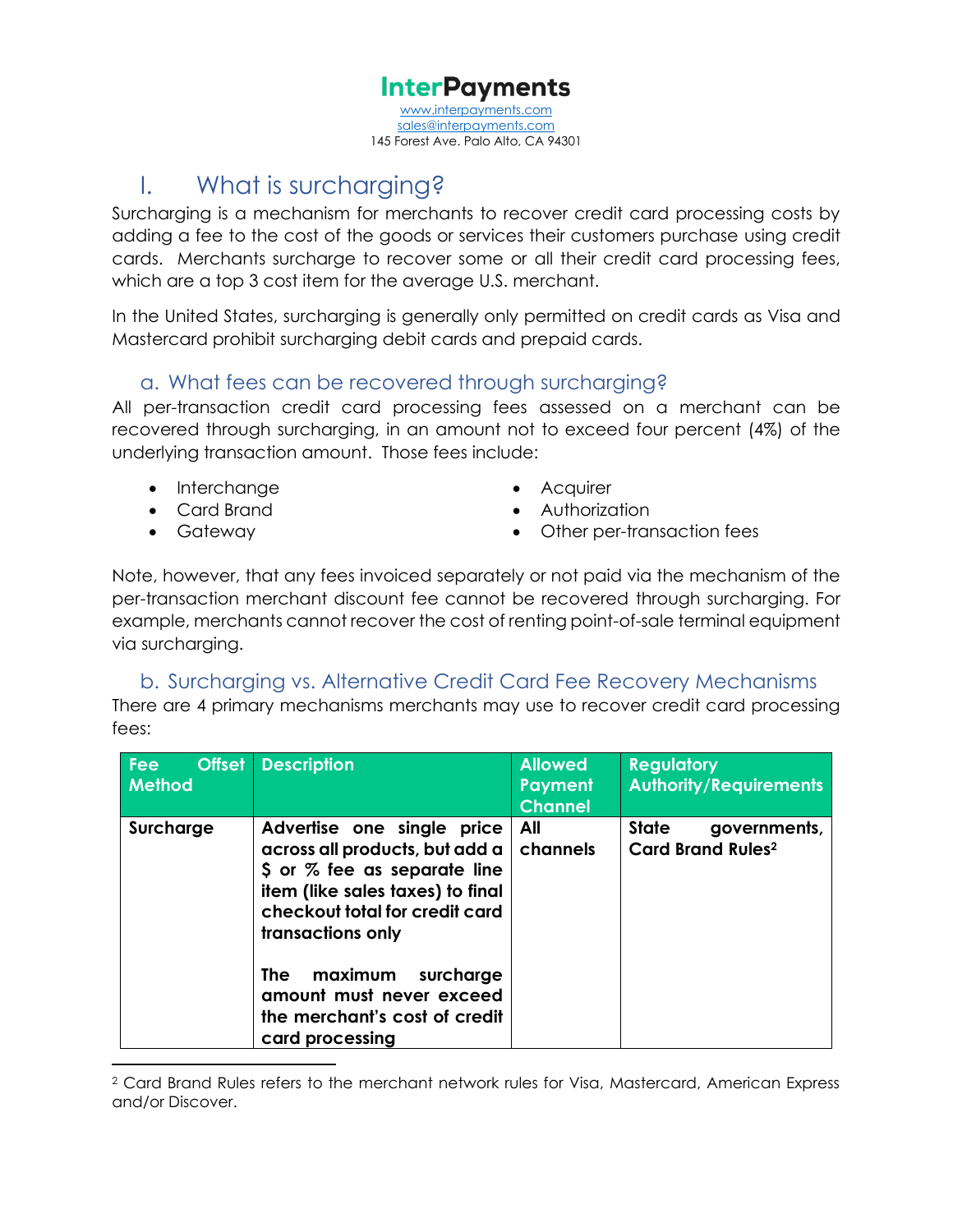**InterPayments**
www.interpayments.com
sales@interpayments.com
145 Forest Ave. Palo Alto, CA 94301

# I. What is surcharging?

Surcharging is a mechanism for merchants to recover credit card processing costs by adding a fee to the cost of the goods or services their customers purchase using credit cards. Merchants surcharge to recover some or all their credit card processing fees, which are a top 3 cost item for the average U.S. merchant.

In the United States, surcharging is generally only permitted on credit cards as Visa and Mastercard prohibit surcharging debit cards and prepaid cards.

## a. What fees can be recovered through surcharging?

All per-transaction credit card processing fees assessed on a merchant can be recovered through surcharging, in an amount not to exceed four percent (4%) of the underlying transaction amount. Those fees include:

- Interchange
- Card Brand
- Gateway
- Acquirer
- Authorization
- Other per-transaction fees

Note, however, that any fees invoiced separately or not paid via the mechanism of the per-transaction merchant discount fee cannot be recovered through surcharging. For example, merchants cannot recover the cost of renting point-of-sale terminal equipment via surcharging.

## b. Surcharging vs. Alternative Credit Card Fee Recovery Mechanisms

There are 4 primary mechanisms merchants may use to recover credit card processing fees:

| Fee Offset Method | Description | Allowed Payment Channel | Regulatory Authority/Requirements |
|---|---|---|---|
| **Surcharge** | **Advertise one single price across all products, but add a $ or % fee as separate line item (like sales taxes) to final checkout total for credit card transactions only**<br><br>**The maximum surcharge amount must never exceed the merchant's cost of credit card processing** | **All channels** | **State governments, Card Brand Rules[2]** |

[2] Card Brand Rules refers to the merchant network rules for Visa, Mastercard, American Express and/or Discover.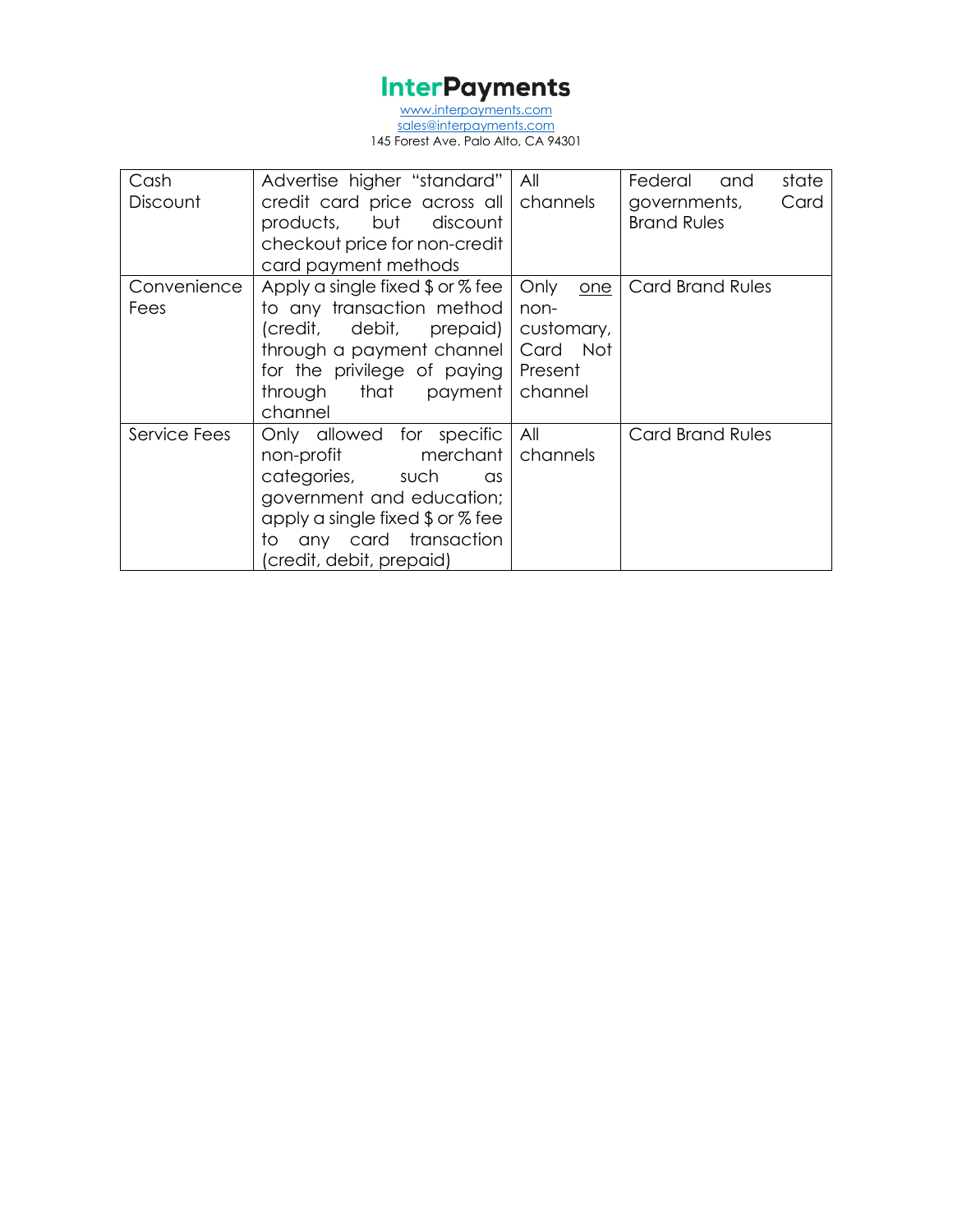| Cash Discount | Advertise higher "standard" credit card price across all products, but discount checkout price for non-credit card payment methods | All channels | Federal and state governments, Card Brand Rules |
|---|---|---|---|
| Convenience Fees | Apply a single fixed $ or % fee to any transaction method (credit, debit, prepaid) through a payment channel for the privilege of paying through that payment channel | Only one non-customary, Card Not Present channel | Card Brand Rules |
| Service Fees | Only allowed for specific non-profit merchant categories, such as government and education; apply a single fixed $ or % fee to any card transaction (credit, debit, prepaid) | All channels | Card Brand Rules |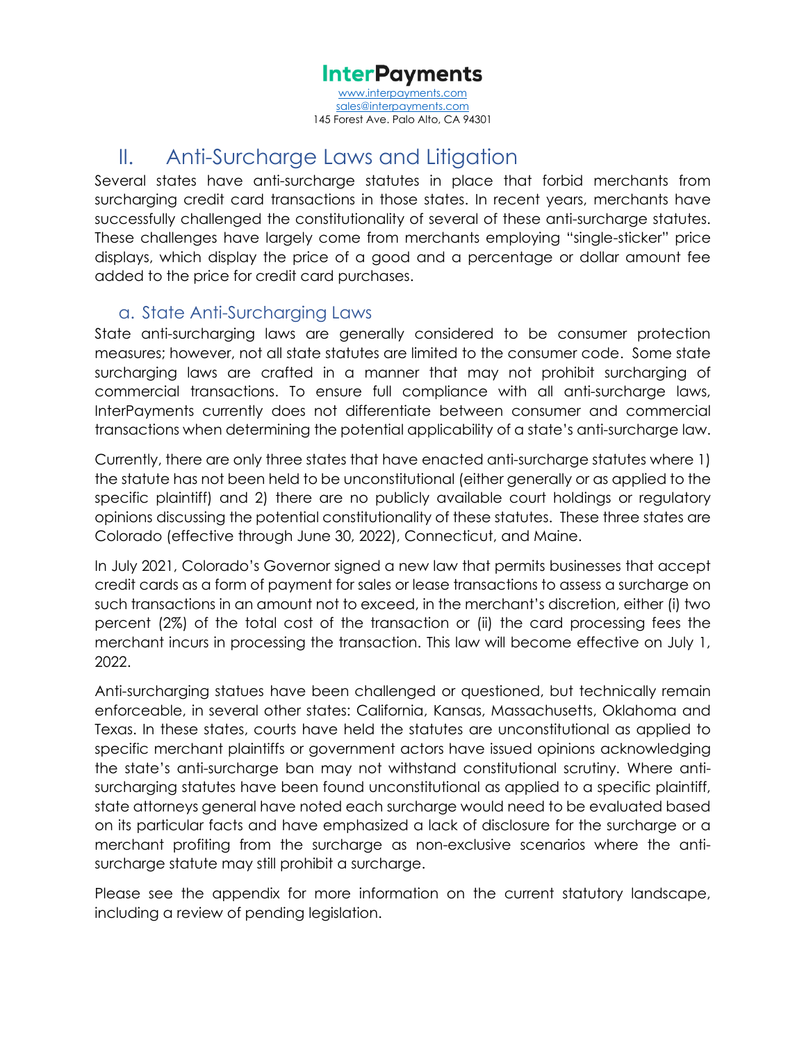## II. Anti-Surcharge Laws and Litigation

Several states have anti-surcharge statutes in place that forbid merchants from surcharging credit card transactions in those states. In recent years, merchants have successfully challenged the constitutionality of several of these anti-surcharge statutes. These challenges have largely come from merchants employing "single-sticker" price displays, which display the price of a good and a percentage or dollar amount fee added to the price for credit card purchases.

### a. State Anti-Surcharging Laws

State anti-surcharging laws are generally considered to be consumer protection measures; however, not all state statutes are limited to the consumer code. Some state surcharging laws are crafted in a manner that may not prohibit surcharging of commercial transactions. To ensure full compliance with all anti-surcharge laws, InterPayments currently does not differentiate between consumer and commercial transactions when determining the potential applicability of a state's anti-surcharge law.

Currently, there are only three states that have enacted anti-surcharge statutes where 1) the statute has not been held to be unconstitutional (either generally or as applied to the specific plaintiff) and 2) there are no publicly available court holdings or regulatory opinions discussing the potential constitutionality of these statutes. These three states are Colorado (effective through June 30, 2022), Connecticut, and Maine.

In July 2021, Colorado's Governor signed a new law that permits businesses that accept credit cards as a form of payment for sales or lease transactions to assess a surcharge on such transactions in an amount not to exceed, in the merchant's discretion, either (i) two percent (2%) of the total cost of the transaction or (ii) the card processing fees the merchant incurs in processing the transaction. This law will become effective on July 1, 2022.

Anti-surcharging statues have been challenged or questioned, but technically remain enforceable, in several other states: California, Kansas, Massachusetts, Oklahoma and Texas. In these states, courts have held the statutes are unconstitutional as applied to specific merchant plaintiffs or government actors have issued opinions acknowledging the state's anti-surcharge ban may not withstand constitutional scrutiny. Where anti-surcharging statutes have been found unconstitutional as applied to a specific plaintiff, state attorneys general have noted each surcharge would need to be evaluated based on its particular facts and have emphasized a lack of disclosure for the surcharge or a merchant profiting from the surcharge as non-exclusive scenarios where the anti-surcharge statute may still prohibit a surcharge.

Please see the appendix for more information on the current statutory landscape, including a review of pending legislation.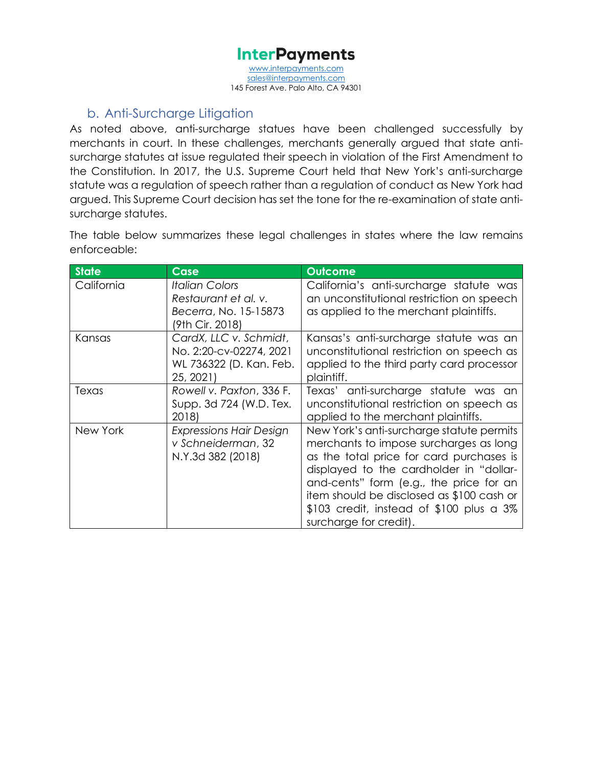## b. Anti-Surcharge Litigation

As noted above, anti-surcharge statues have been challenged successfully by merchants in court. In these challenges, merchants generally argued that state anti-surcharge statutes at issue regulated their speech in violation of the First Amendment to the Constitution. In 2017, the U.S. Supreme Court held that New York's anti-surcharge statute was a regulation of speech rather than a regulation of conduct as New York had argued. This Supreme Court decision has set the tone for the re-examination of state anti-surcharge statutes.

The table below summarizes these legal challenges in states where the law remains enforceable:

| State | Case | Outcome |
|---|---|---|
| California | *Italian Colors Restaurant et al. v. Becerra*, No. 15-15873 (9th Cir. 2018) | California's anti-surcharge statute was an unconstitutional restriction on speech as applied to the merchant plaintiffs. |
| Kansas | *CardX, LLC v. Schmidt*, No. 2:20-cv-02274, 2021 WL 736322 (D. Kan. Feb. 25, 2021) | Kansas's anti-surcharge statute was an unconstitutional restriction on speech as applied to the third party card processor plaintiff. |
| Texas | *Rowell v. Paxton*, 336 F. Supp. 3d 724 (W.D. Tex. 2018) | Texas' anti-surcharge statute was an unconstitutional restriction on speech as applied to the merchant plaintiffs. |
| New York | *Expressions Hair Design v Schneiderman*, 32 N.Y.3d 382 (2018) | New York's anti-surcharge statute permits merchants to impose surcharges as long as the total price for card purchases is displayed to the cardholder in "dollar-and-cents" form (e.g., the price for an item should be disclosed as $100 cash or $103 credit, instead of $100 plus a 3% surcharge for credit). |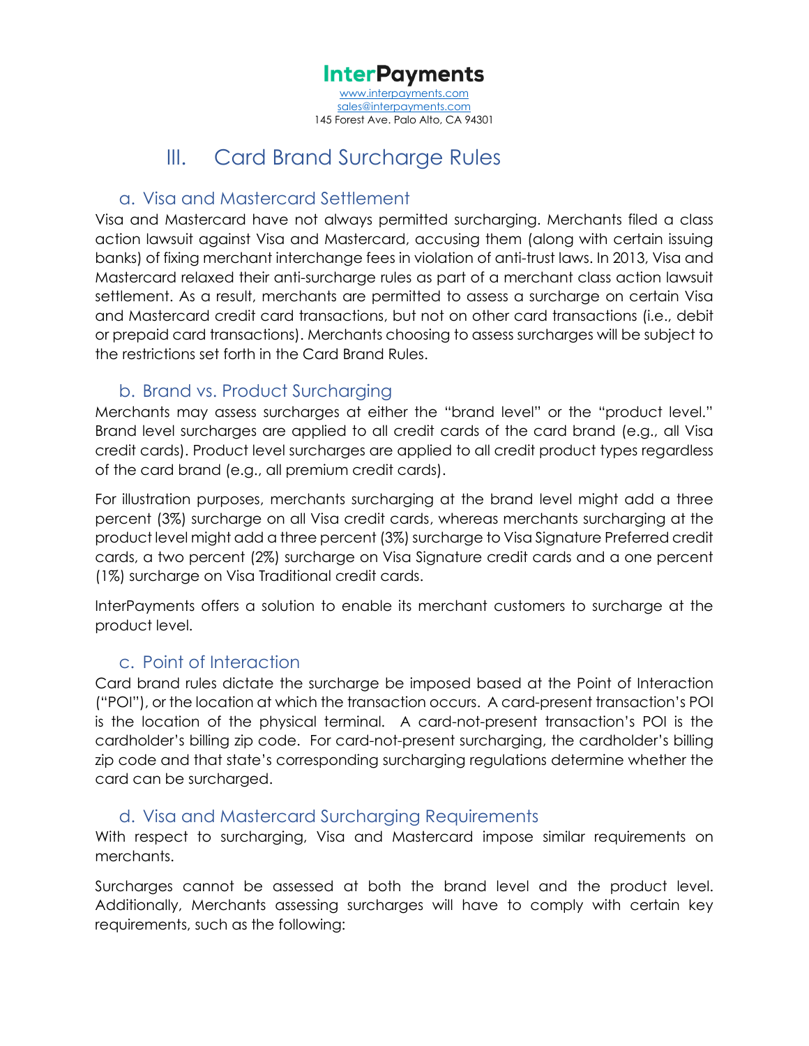# III. Card Brand Surcharge Rules

## a. Visa and Mastercard Settlement

Visa and Mastercard have not always permitted surcharging. Merchants filed a class action lawsuit against Visa and Mastercard, accusing them (along with certain issuing banks) of fixing merchant interchange fees in violation of anti-trust laws. In 2013, Visa and Mastercard relaxed their anti-surcharge rules as part of a merchant class action lawsuit settlement. As a result, merchants are permitted to assess a surcharge on certain Visa and Mastercard credit card transactions, but not on other card transactions (i.e., debit or prepaid card transactions). Merchants choosing to assess surcharges will be subject to the restrictions set forth in the Card Brand Rules.

## b. Brand vs. Product Surcharging

Merchants may assess surcharges at either the "brand level" or the "product level." Brand level surcharges are applied to all credit cards of the card brand (e.g., all Visa credit cards). Product level surcharges are applied to all credit product types regardless of the card brand (e.g., all premium credit cards).

For illustration purposes, merchants surcharging at the brand level might add a three percent (3%) surcharge on all Visa credit cards, whereas merchants surcharging at the product level might add a three percent (3%) surcharge to Visa Signature Preferred credit cards, a two percent (2%) surcharge on Visa Signature credit cards and a one percent (1%) surcharge on Visa Traditional credit cards.

InterPayments offers a solution to enable its merchant customers to surcharge at the product level.

## c. Point of Interaction

Card brand rules dictate the surcharge be imposed based at the Point of Interaction ("POI"), or the location at which the transaction occurs. A card-present transaction's POI is the location of the physical terminal. A card-not-present transaction's POI is the cardholder's billing zip code. For card-not-present surcharging, the cardholder's billing zip code and that state's corresponding surcharging regulations determine whether the card can be surcharged.

## d. Visa and Mastercard Surcharging Requirements

With respect to surcharging, Visa and Mastercard impose similar requirements on merchants.

Surcharges cannot be assessed at both the brand level and the product level. Additionally, Merchants assessing surcharges will have to comply with certain key requirements, such as the following: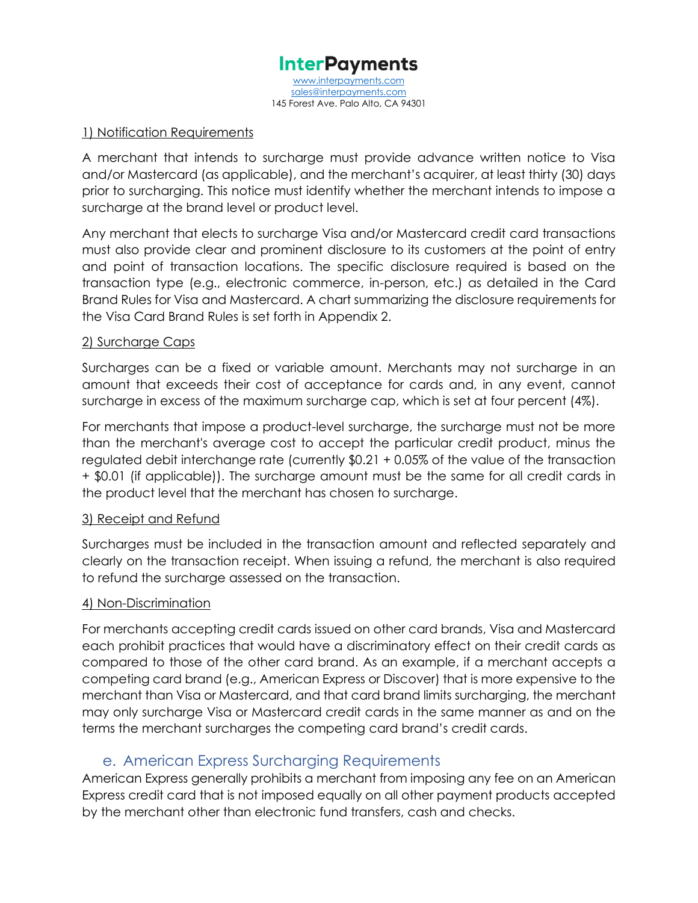1) Notification Requirements

A merchant that intends to surcharge must provide advance written notice to Visa and/or Mastercard (as applicable), and the merchant's acquirer, at least thirty (30) days prior to surcharging. This notice must identify whether the merchant intends to impose a surcharge at the brand level or product level.

Any merchant that elects to surcharge Visa and/or Mastercard credit card transactions must also provide clear and prominent disclosure to its customers at the point of entry and point of transaction locations. The specific disclosure required is based on the transaction type (e.g., electronic commerce, in-person, etc.) as detailed in the Card Brand Rules for Visa and Mastercard. A chart summarizing the disclosure requirements for the Visa Card Brand Rules is set forth in Appendix 2.

2) Surcharge Caps

Surcharges can be a fixed or variable amount. Merchants may not surcharge in an amount that exceeds their cost of acceptance for cards and, in any event, cannot surcharge in excess of the maximum surcharge cap, which is set at four percent (4%).

For merchants that impose a product-level surcharge, the surcharge must not be more than the merchant's average cost to accept the particular credit product, minus the regulated debit interchange rate (currently $0.21 + 0.05% of the value of the transaction + $0.01 (if applicable)). The surcharge amount must be the same for all credit cards in the product level that the merchant has chosen to surcharge.

3) Receipt and Refund

Surcharges must be included in the transaction amount and reflected separately and clearly on the transaction receipt. When issuing a refund, the merchant is also required to refund the surcharge assessed on the transaction.

4) Non-Discrimination

For merchants accepting credit cards issued on other card brands, Visa and Mastercard each prohibit practices that would have a discriminatory effect on their credit cards as compared to those of the other card brand. As an example, if a merchant accepts a competing card brand (e.g., American Express or Discover) that is more expensive to the merchant than Visa or Mastercard, and that card brand limits surcharging, the merchant may only surcharge Visa or Mastercard credit cards in the same manner as and on the terms the merchant surcharges the competing card brand's credit cards.

### e. American Express Surcharging Requirements

American Express generally prohibits a merchant from imposing any fee on an American Express credit card that is not imposed equally on all other payment products accepted by the merchant other than electronic fund transfers, cash and checks.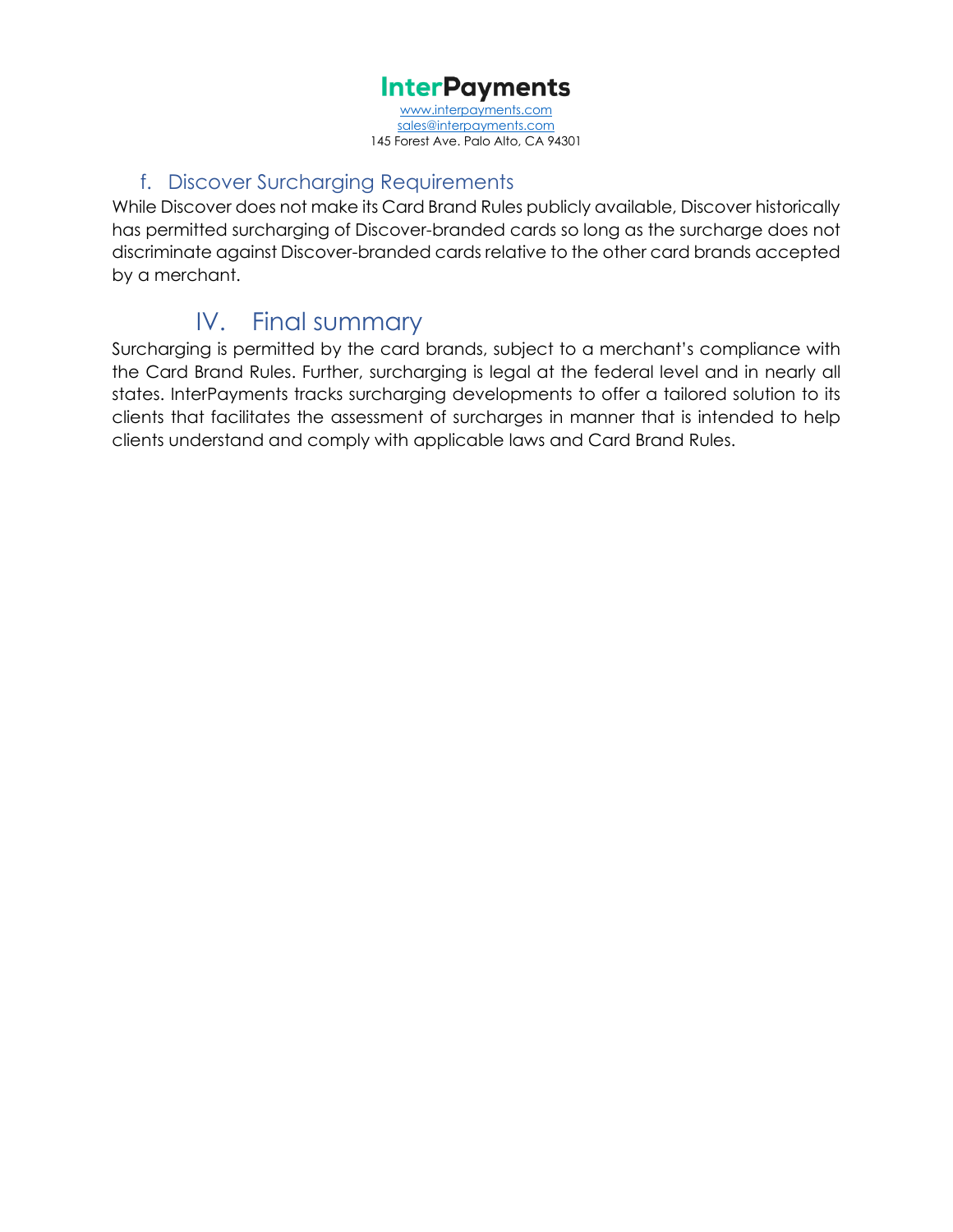### f. Discover Surcharging Requirements

While Discover does not make its Card Brand Rules publicly available, Discover historically has permitted surcharging of Discover-branded cards so long as the surcharge does not discriminate against Discover-branded cards relative to the other card brands accepted by a merchant.

## IV. Final summary

Surcharging is permitted by the card brands, subject to a merchant's compliance with the Card Brand Rules. Further, surcharging is legal at the federal level and in nearly all states. InterPayments tracks surcharging developments to offer a tailored solution to its clients that facilitates the assessment of surcharges in manner that is intended to help clients understand and comply with applicable laws and Card Brand Rules.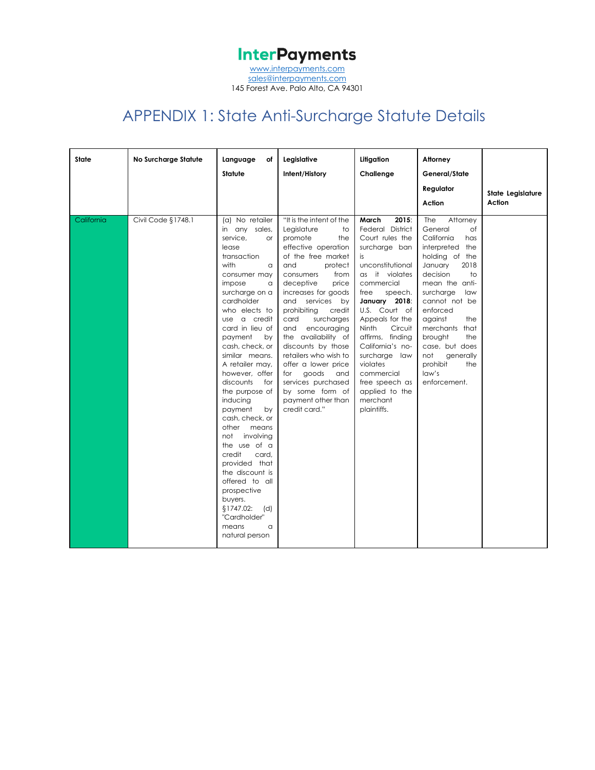# InterPayments

www.interpayments.com
sales@interpayments.com
145 Forest Ave. Palo Alto, CA 94301

## APPENDIX 1: State Anti-Surcharge Statute Details

| State | No Surcharge Statute | Language of Statute | Legislative Intent/History | Litigation Challenge | Attorney General/State Regulator Action | State Legislature Action |
|---|---|---|---|---|---|---|
| California | Civil Code §1748.1 | (a) No retailer in any sales, service, or lease transaction with a consumer may impose a surcharge on a cardholder who elects to use a credit card in lieu of payment by cash, check, or similar means. A retailer may, however, offer discounts for the purpose of inducing payment by cash, check, or other means not involving the use of a credit card, provided that the discount is offered to all prospective buyers. §1747.02: (d) "Cardholder" means a natural person | "It is the intent of the Legislature to promote the effective operation of the free market and protect consumers from deceptive price increases for goods and services by prohibiting credit card surcharges and encouraging the availability of discounts by those retailers who wish to offer a lower price for goods and services purchased by some form of payment other than credit card." | **March 2015**: Federal District Court rules the surcharge ban is unconstitutional as it violates commercial free speech. **January 2018**: U.S. Court of Appeals for the Ninth Circuit affirms, finding California's no-surcharge law violates commercial free speech as applied to the merchant plaintiffs. | The Attorney General of California has interpreted the holding of the January 2018 decision to mean the anti-surcharge law cannot not be enforced against the merchants that brought the case, but does not generally prohibit the law's enforcement. | |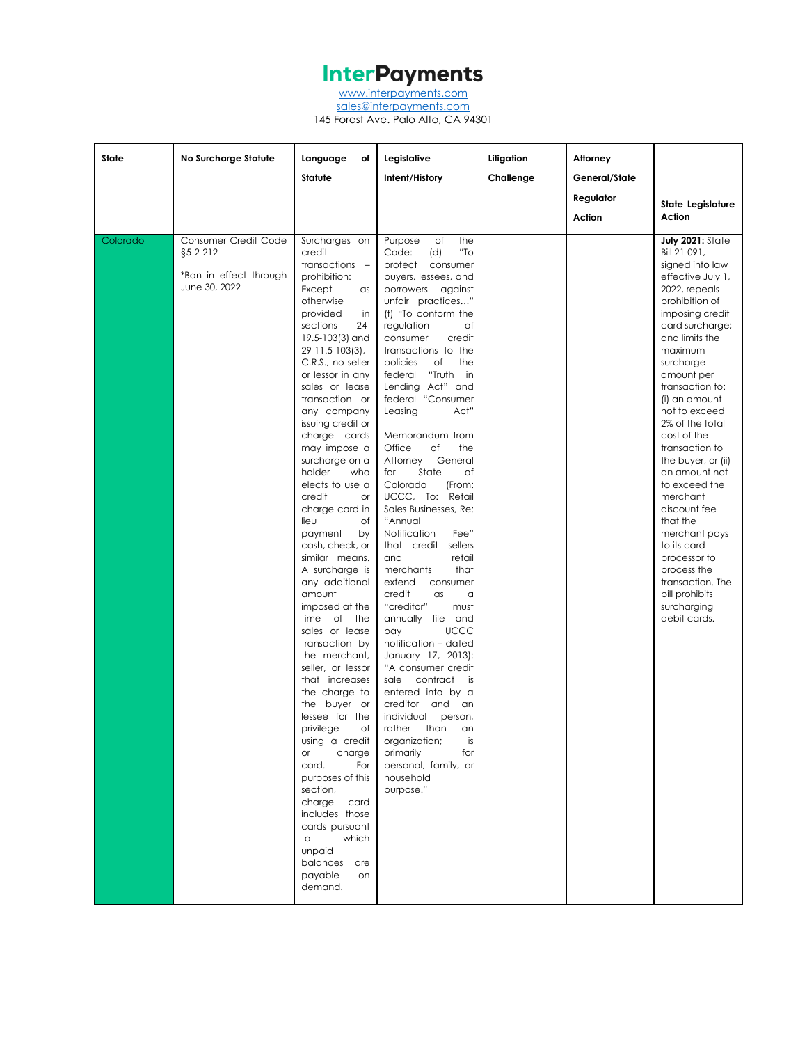# InterPayments

www.interpayments.com
sales@interpayments.com
145 Forest Ave. Palo Alto, CA 94301

| State | No Surcharge Statute | Language of Statute | Legislative Intent/History | Litigation Challenge | Attorney General/State Regulator Action | State Legislature Action |
|---|---|---|---|---|---|---|
| Colorado | Consumer Credit Code §5-2-212<br><br>*Ban in effect through June 30, 2022 | Surcharges on credit transactions – prohibition: Except as otherwise provided in sections 24-19.5-103(3) and 29-11.5-103(3), C.R.S., no seller or lessor in any sales or lease transaction or any company issuing credit or charge cards may impose a surcharge on a holder who elects to use a credit or charge card in lieu of payment by cash, check, or similar means. A surcharge is any additional amount imposed at the time of the sales or lease transaction by the merchant, seller, or lessor that increases the charge to the buyer or lessee for the privilege of using a credit or charge card. For purposes of this section, charge card includes those cards pursuant to which unpaid balances are payable on demand. | Purpose of the Code: (d) "To protect consumer buyers, lessees, and borrowers against unfair practices…" (f) "To conform the regulation of consumer credit transactions to the policies of the federal "Truth in Lending Act" and federal "Consumer Leasing Act"<br><br>Memorandum from Office of the Attorney General for State of Colorado (From: UCCC, To: Retail Sales Businesses, Re: "Annual Notification Fee" that credit sellers and retail merchants that extend consumer credit as a "creditor" must annually file and pay UCCC notification – dated January 17, 2013): "A consumer credit sale contract is entered into by a creditor and an individual person, rather than an organization; is primarily for personal, family, or household purpose." | | | **July 2021:** State Bill 21-091, signed into law effective July 1, 2022, repeals prohibition of imposing credit card surcharge; and limits the maximum surcharge amount per transaction to: (i) an amount not to exceed 2% of the total cost of the transaction to the buyer, or (ii) an amount not to exceed the merchant discount fee that the merchant pays to its card processor to process the transaction. The bill prohibits surcharging debit cards. |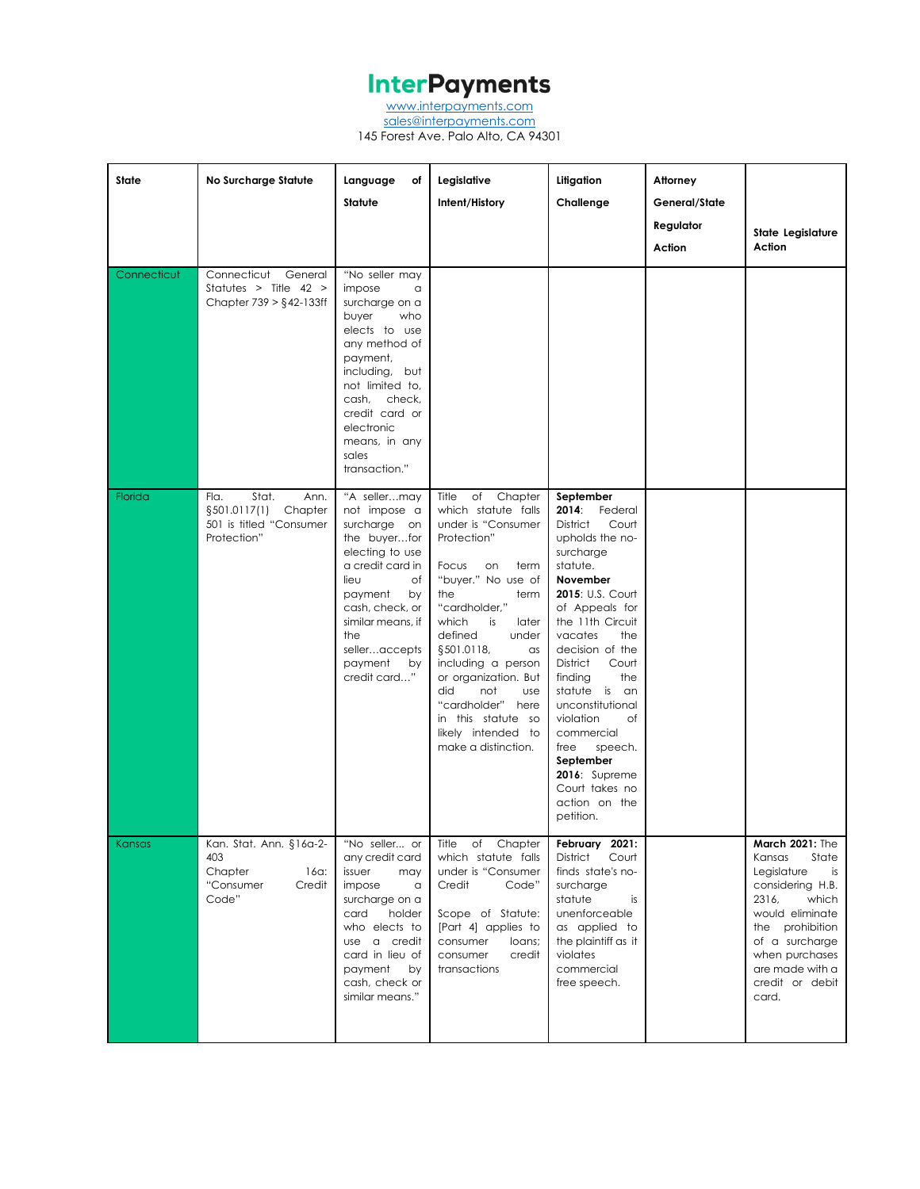# InterPayments

www.interpayments.com
sales@interpayments.com
145 Forest Ave. Palo Alto, CA 94301

| State | No Surcharge Statute | Language of Statute | Legislative Intent/History | Litigation Challenge | Attorney General/State Regulator Action | State Legislature Action |
|---|---|---|---|---|---|---|
| Connecticut | Connecticut General Statutes > Title 42 > Chapter 739 > §42-133ff | "No seller may impose a surcharge on a buyer who elects to use any method of payment, including, but not limited to, cash, check, credit card or electronic means, in any sales transaction." | | | | |
| Florida | Fla. Stat. Ann. §501.0117(1) Chapter 501 is titled "Consumer Protection" | "A seller…may not impose a surcharge on the buyer…for electing to use a credit card in lieu of payment by cash, check, or similar means, if the seller…accepts payment by credit card…" | Title of Chapter which statute falls under is "Consumer Protection"<br><br>Focus on term "buyer." No use of the term "cardholder," which is later defined under §501.0118, as including a person or organization. But did not use "cardholder" here in this statute so likely intended to make a distinction. | **September 2014**: Federal District Court upholds the no-surcharge statute.<br>**November 2015**: U.S. Court of Appeals for the 11th Circuit vacates the decision of the District Court finding the statute is an unconstitutional violation of commercial free speech.<br>**September 2016**: Supreme Court takes no action on the petition. | | |
| Kansas | Kan. Stat. Ann. §16a-2-403<br>Chapter 16a: "Consumer Credit Code" | "No seller… or any credit card issuer may impose a surcharge on a card holder who elects to use a credit card in lieu of payment by cash, check or similar means." | Title of Chapter which statute falls under is "Consumer Credit Code"<br><br>Scope of Statute: [Part 4] applies to consumer loans; consumer credit transactions | **February 2021:** District Court finds state's no-surcharge statute is unenforceable as applied to the plaintiff as it violates commercial free speech. | | **March 2021:** The Kansas State Legislature is considering H.B. 2316, which would eliminate the prohibition of a surcharge when purchases are made with a credit or debit card. |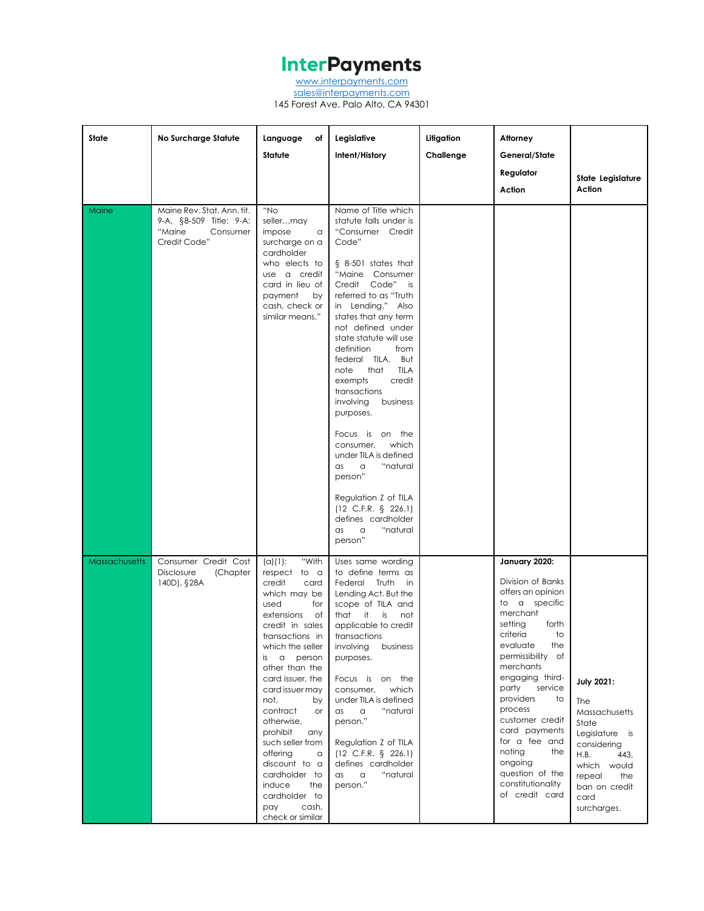# InterPayments

www.interpayments.com
sales@interpayments.com
145 Forest Ave. Palo Alto, CA 94301

| State | No Surcharge Statute | Language of Statute | Legislative Intent/History | Litigation Challenge | Attorney General/State Regulator Action | State Legislature Action |
|---|---|---|---|---|---|---|
| Maine | Maine Rev. Stat. Ann. tit. 9-A, §8-509 Title: 9-A: "Maine Consumer Credit Code" | "No seller…may impose a surcharge on a cardholder who elects to use a credit card in lieu of payment by cash, check or similar means." | Name of Title which statute falls under is "Consumer Credit Code"<br><br>§ 8-501 states that "Maine Consumer Credit Code" is referred to as "Truth in Lending." Also states that any term not defined under state statute will use definition from federal TILA. But note that TILA exempts credit transactions involving business purposes.<br><br>Focus is on the consumer, which under TILA is defined as a "natural person"<br><br>Regulation Z of TILA (12 C.F.R. § 226.1) defines cardholder as a "natural person" | | | |
| Massachusetts | Consumer Credit Cost Disclosure (Chapter 140D), §28A | (a)(1): "With respect to a credit card which may be used for extensions of credit in sales transactions in which the seller is a person other than the card issuer, the card issuer may not, by contract or otherwise, prohibit any such seller from offering a discount to a cardholder to induce the cardholder to pay cash, check or similar | Uses same wording to define terms as Federal Truth in Lending Act. But the scope of TILA and that it is not applicable to credit transactions involving business purposes.<br><br>Focus is on the consumer, which under TILA is defined as a "natural person."<br><br>Regulation Z of TILA (12 C.F.R. § 226.1) defines cardholder as a "natural person." | | **January 2020:**<br><br>Division of Banks offers an opinion to a specific merchant setting forth criteria to evaluate the permissibility of merchants engaging third-party service providers to process customer credit card payments for a fee and noting the ongoing question of the constitutionality of credit card | **July 2021:**<br><br>The Massachusetts State Legislature is considering H.B. 443, which would repeal the ban on credit card surcharges. |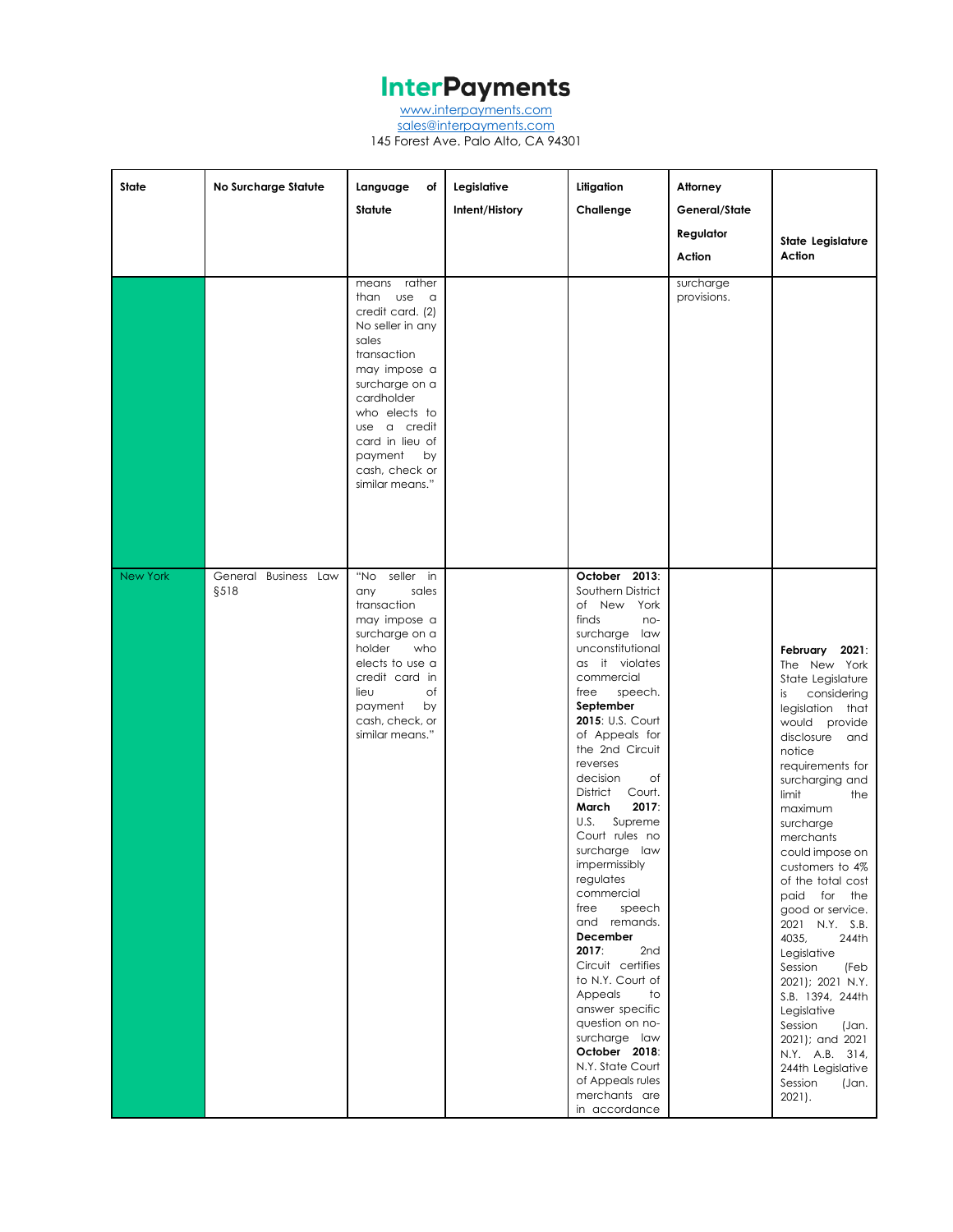| State | No Surcharge Statute | Language of Statute | Legislative Intent/History | Litigation Challenge | Attorney General/State Regulator Action | State Legislature Action |
|---|---|---|---|---|---|---|
| | | means rather than use a credit card. (2) No seller in any sales transaction may impose a surcharge on a cardholder who elects to use a credit card in lieu of payment by cash, check or similar means." | | | surcharge provisions. | |
| New York | General Business Law §518 | "No seller in any sales transaction may impose a surcharge on a holder who elects to use a credit card in lieu of payment by cash, check, or similar means." | | **October 2013**: Southern District of New York finds no-surcharge law unconstitutional as it violates commercial free speech. **September 2015**: U.S. Court of Appeals for the 2nd Circuit reverses decision of District Court. **March 2017**: U.S. Supreme Court rules no surcharge law impermissibly regulates commercial free speech and remands. **December 2017**: 2nd Circuit certifies to N.Y. Court of Appeals to answer specific question on no-surcharge law **October 2018**: N.Y. State Court of Appeals rules merchants are in accordance | | **February 2021**: The New York State Legislature is considering legislation that would provide disclosure and notice requirements for surcharging and limit the maximum surcharge merchants could impose on customers to 4% of the total cost paid for the good or service. 2021 N.Y. S.B. 4035, 244th Legislative Session (Feb 2021); 2021 N.Y. S.B. 1394, 244th Legislative Session (Jan. 2021); and 2021 N.Y. A.B. 314, 244th Legislative Session (Jan. 2021). |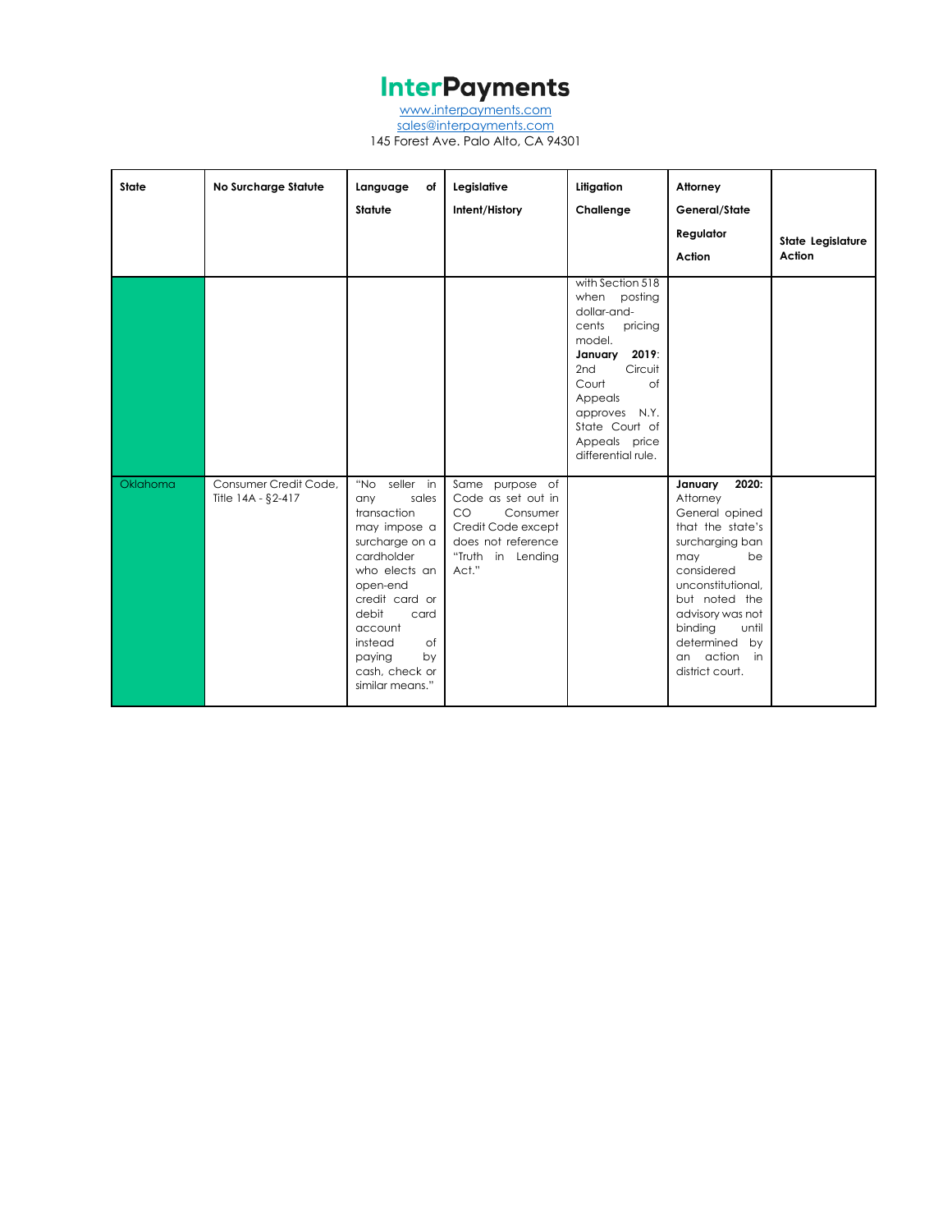| State | No Surcharge Statute | Language of Statute | Legislative Intent/History | Litigation Challenge | Attorney General/State Regulator Action | State Legislature Action |
|---|---|---|---|---|---|---|
| | | | | with Section 518 when posting dollar-and-cents pricing model. **January 2019**: 2nd Circuit Court of Appeals approves N.Y. State Court of Appeals price differential rule. | | |
| Oklahoma | Consumer Credit Code, Title 14A - §2-417 | "No seller in any sales transaction may impose a surcharge on a cardholder who elects an open-end credit card or debit card account instead of paying by cash, check or similar means." | Same purpose of Code as set out in CO Consumer Credit Code except does not reference "Truth in Lending Act." | | **January 2020:** Attorney General opined that the state's surcharging ban may be considered unconstitutional, but noted the advisory was not binding until determined by an action in district court. | |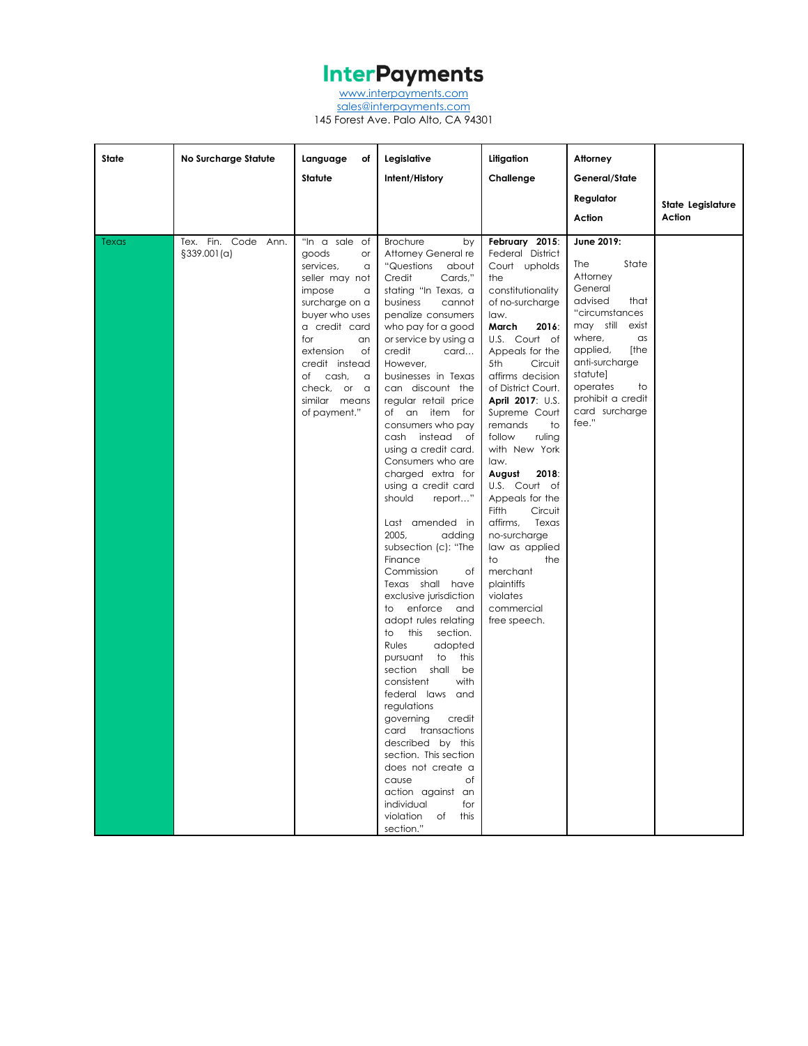# InterPayments

www.interpayments.com
sales@interpayments.com
145 Forest Ave. Palo Alto, CA 94301

| State | No Surcharge Statute | Language of Statute | Legislative Intent/History | Litigation Challenge | Attorney General/State Regulator Action | State Legislature Action |
|---|---|---|---|---|---|---|
| Texas | Tex. Fin. Code Ann. §339.001(a) | "In a sale of goods or services, a seller may not impose a surcharge on a buyer who uses a credit card for an extension of credit instead of cash, a check, or a similar means of payment." | Brochure by Attorney General re "Questions about Credit Cards," stating "In Texas, a business cannot penalize consumers who pay for a good or service by using a credit card… However, businesses in Texas can discount the regular retail price of an item for consumers who pay cash instead of using a credit card. Consumers who are charged extra for using a credit card should report…"<br><br>Last amended in 2005, adding subsection (c): "The Finance Commission of Texas shall have exclusive jurisdiction to enforce and adopt rules relating to this section. Rules adopted pursuant to this section shall be consistent with federal laws and regulations governing credit card transactions described by this section. This section does not create a cause of action against an individual for violation of this section." | **February 2015**: Federal District Court upholds the constitutionality of no-surcharge law.<br>**March 2016**: U.S. Court of Appeals for the 5th Circuit affirms decision of District Court.<br>**April 2017**: U.S. Supreme Court remands to follow ruling with New York law.<br>**August 2018**: U.S. Court of Appeals for the Fifth Circuit affirms, Texas no-surcharge law as applied to the merchant plaintiffs violates commercial free speech. | **June 2019:**<br><br>The State Attorney General advised that "circumstances may still exist where, as applied, [the anti-surcharge statute] operates to prohibit a credit card surcharge fee." | |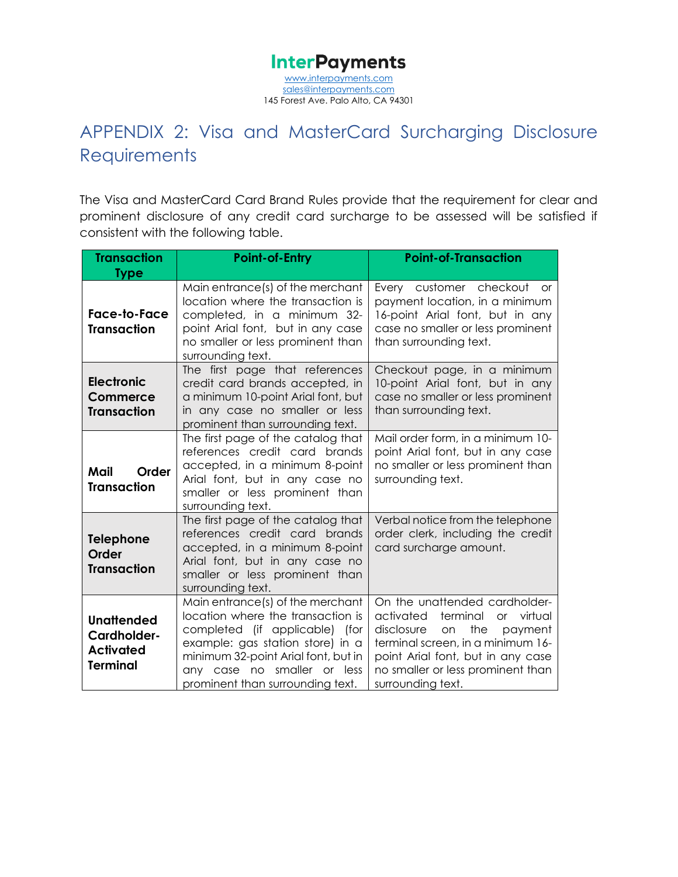**InterPayments**
www.interpayments.com
sales@interpayments.com
145 Forest Ave. Palo Alto, CA 94301

# APPENDIX 2: Visa and MasterCard Surcharging Disclosure Requirements

The Visa and MasterCard Card Brand Rules provide that the requirement for clear and prominent disclosure of any credit card surcharge to be assessed will be satisfied if consistent with the following table.

| Transaction Type | Point-of-Entry | Point-of-Transaction |
|---|---|---|
| **Face-to-Face Transaction** | Main entrance(s) of the merchant location where the transaction is completed, in a minimum 32-point Arial font, but in any case no smaller or less prominent than surrounding text. | Every customer checkout or payment location, in a minimum 16-point Arial font, but in any case no smaller or less prominent than surrounding text. |
| **Electronic Commerce Transaction** | The first page that references credit card brands accepted, in a minimum 10-point Arial font, but in any case no smaller or less prominent than surrounding text. | Checkout page, in a minimum 10-point Arial font, but in any case no smaller or less prominent than surrounding text. |
| **Mail Order Transaction** | The first page of the catalog that references credit card brands accepted, in a minimum 8-point Arial font, but in any case no smaller or less prominent than surrounding text. | Mail order form, in a minimum 10-point Arial font, but in any case no smaller or less prominent than surrounding text. |
| **Telephone Order Transaction** | The first page of the catalog that references credit card brands accepted, in a minimum 8-point Arial font, but in any case no smaller or less prominent than surrounding text. | Verbal notice from the telephone order clerk, including the credit card surcharge amount. |
| **Unattended Cardholder-Activated Terminal** | Main entrance(s) of the merchant location where the transaction is completed (if applicable) (for example: gas station store) in a minimum 32-point Arial font, but in any case no smaller or less prominent than surrounding text. | On the unattended cardholder-activated terminal or virtual disclosure on the payment terminal screen, in a minimum 16-point Arial font, but in any case no smaller or less prominent than surrounding text. |